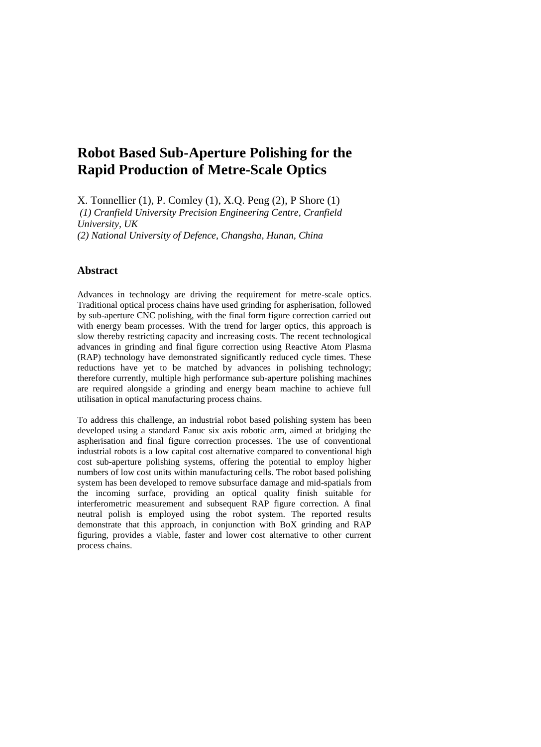# Robot Based Sub-Aperture Polishing for the Rapid Production of Metre-Scale Optics

X. Tonnellier (1), P. Comley (1), X.Q. Peng (2), P Shore (1)

*(1) Cranfield University Precision Engineering Centre, Cranfield University, UK*

*(2) National University of Defence, Changsha, Hunan, China*

## Abstract

Advances in technology are driving the requirement for metre-scale optics. Traditional optical process chains have used grinding for asphérisation, followed by sub-aperture CNC polishing, with the final form figure correction carried out with energy beam processes. With the trend for larger optics, this approach is slow thereby restricting capacity and increasing costs. The recent technological advances in grinding and final figure correction using Reactive Atom Plasma (RAP) technology have demonstrated significantly reduced cycle times. These reductions have yet to be matched by advances in polishing technology; therefore currently, multiple high performance sub-aperture polishing machines are required alongside a grinding and energy beam machine to achieve full utilisation in optical manufacturing process chains.

To address this challenge, an industrial robot based polishing system has been developed using a standard Fanuc six axis robotic arm, aimed at bridging the aspherisation and final figure correction processes. The use of conventional industrial robots is a low capital cost alternative compared to conventional high cost sub-aperture polishing systems, offering the potential to employ higher numbers of low cost units within manufacturing cells. The robot based polishing system has been developed to remove subsurface damage and mid-spatials from the incoming surface, providing an optical quality finish suitable for interferometric measurement and subsequent RAP figure correction. A final neutral polish is employed using the robot system. The reported results demonstrate that this approach, in conjunction with BoX grinding and RAP figuring, provides a viable, faster and lower cost alternative to other current process chains.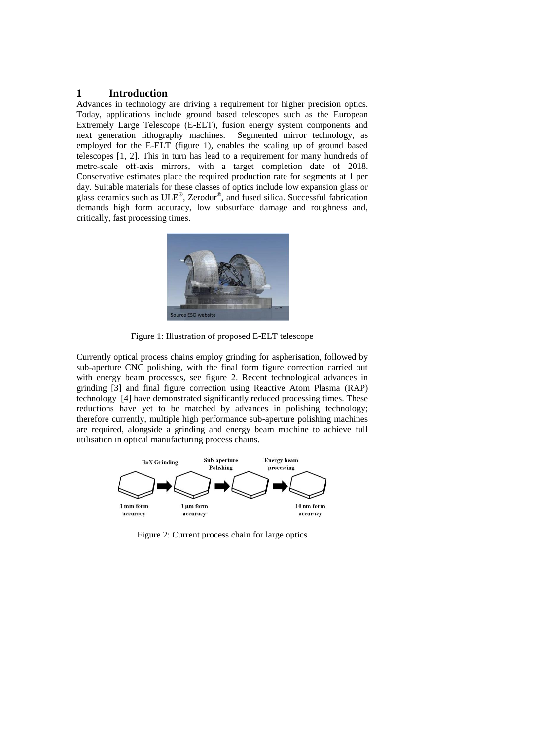# 1 Introduction

Advances in technology are driving a requirement for higher precision optics. Today, applications include ground based telescopes such as the European Extremely Large Telescope (E-ELT), fusion energy system components and next generation lithography machines. Segmented mirror technology, as employed for the E-ELT (figure 1), enables the scaling up of ground based telescopes [1, 2]. This in turn has lead to a requirement for many hundreds of metre-scale off-axis mirrors, with a target completion date of 2018. Conservative estimates place the required production rate for segments at 1 per day. Suitable materials for these classes of optics include low expansion glass or glass ceramics such as ULE®, Zerodur®, and fused silica. Successful fabrication demands high form accuracy, low subsurface damage and roughness and, critically, fast processing times.

Figure 1: Illustration of proposed E-ELT telescope

Currently optical process chains employ grinding for asphérisation, followed by sub-aperture CNC polishing, with the final form figure correction carried out with energy beam processes, see figure 2. Recent technological advances in grinding [3] and final figure correction using Reactive Atom Plasma (RAP) technology [4] have demonstrated significantly reduced processing times. These reductions have yet to be matched by advances in polishing technology; therefore currently, multiple high performance sub-aperture polishing machines are required, alongside a grinding and energy beam machine to achieve full utilisation in optical manufacturing process chains.

Figure 2: Current process chain for large optics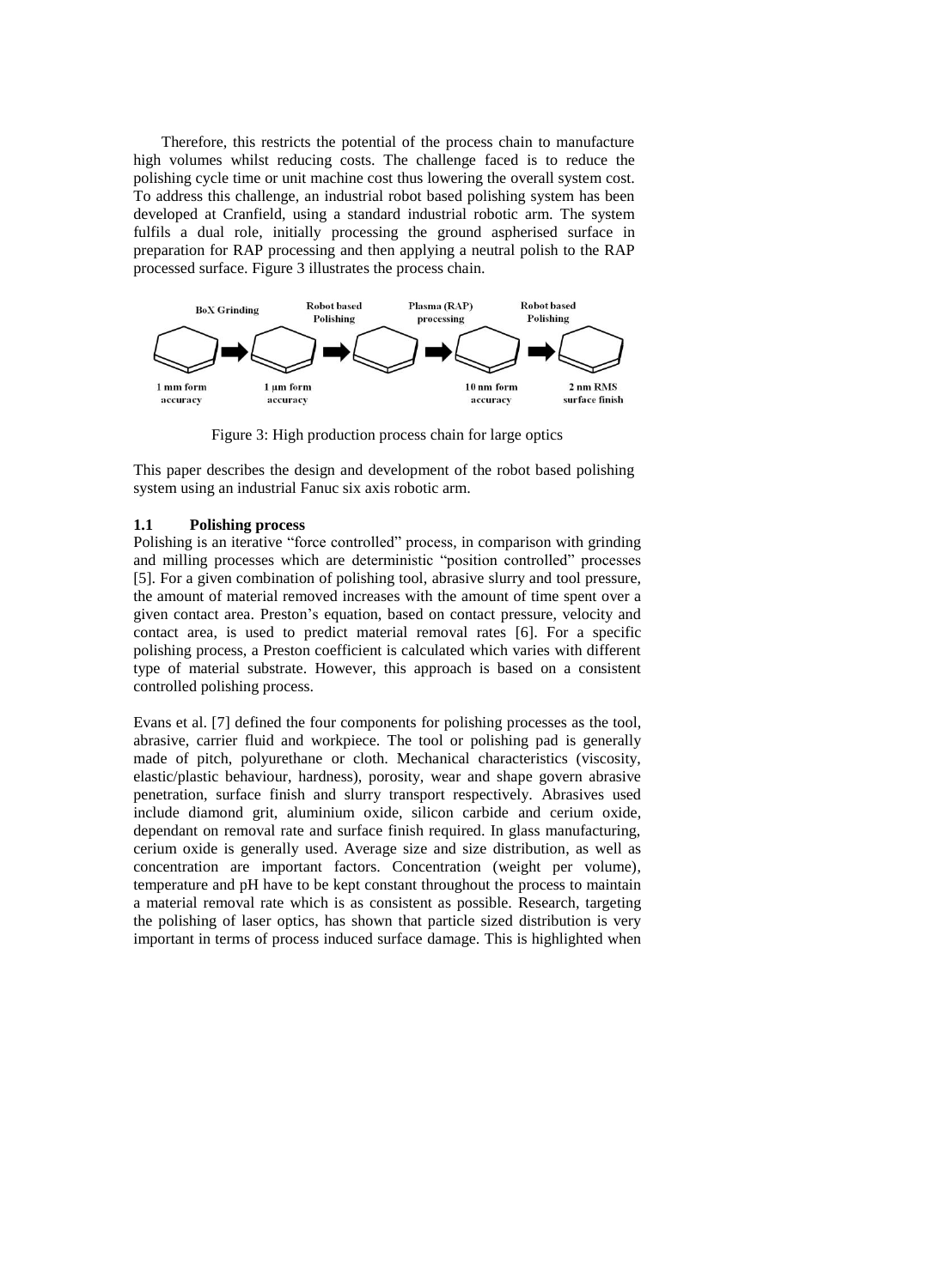Therefore, this restricts the potential of the process chain to manufacture high volumes whilst reducing costs. The challenge faced is to reduce the polishing cycle time or unit machine cost thus lowering the overall system cost. To address this challenge, an industrial robot based polishing system has been developed at Cranfield, using a standard industrial robotic arm. The system fulfils a dual role, initially processing the ground aspherised surface in preparation for RAP processing and then applying a neutral polish to the RAP processed surface. Figure 3 illustrates the process chain.

BoX Grinding → Robot based Polishing → Plasma (RAP) processing → Robot based Polishing

1 mm form accuracy — 1 µm form accuracy — 10 nm form accuracy — 2 nm RMS surface finish

Figure 3: High production process chain for large optics

This paper describes the design and development of the robot based polishing system using an industrial Fanuc six axis robotic arm.

### 1.1 Polishing process

Polishing is an iterative "force controlled" process, in comparison with grinding and milling processes which are deterministic "position controlled" processes [5]. For a given combination of polishing tool, abrasive slurry and tool pressure, the amount of material removed increases with the amount of time spent over a given contact area. Preston's equation, based on contact pressure, velocity and contact area, is used to predict material removal rates [6]. For a specific polishing process, a Preston coefficient is calculated which varies with different type of material substrate. However, this approach is based on a consistent controlled polishing process.

Evans et al. [7] defined the four components for polishing processes as the tool, abrasive, carrier fluid and workpiece. The tool or polishing pad is generally made of pitch, polyurethane or cloth. Mechanical characteristics (viscosity, elastic/plastic behaviour, hardness), porosity, wear and shape govern abrasive penetration, surface finish and slurry transport respectively. Abrasives used include diamond grit, aluminium oxide, silicon carbide and cerium oxide, dependant on removal rate and surface finish required. In glass manufacturing, cerium oxide is generally used. Average size and size distribution, as well as concentration are important factors. Concentration (weight per volume), temperature and pH have to be kept constant throughout the process to maintain a material removal rate which is as consistent as possible. Research, targeting the polishing of laser optics, has shown that particle sized distribution is very important in terms of process induced surface damage. This is highlighted when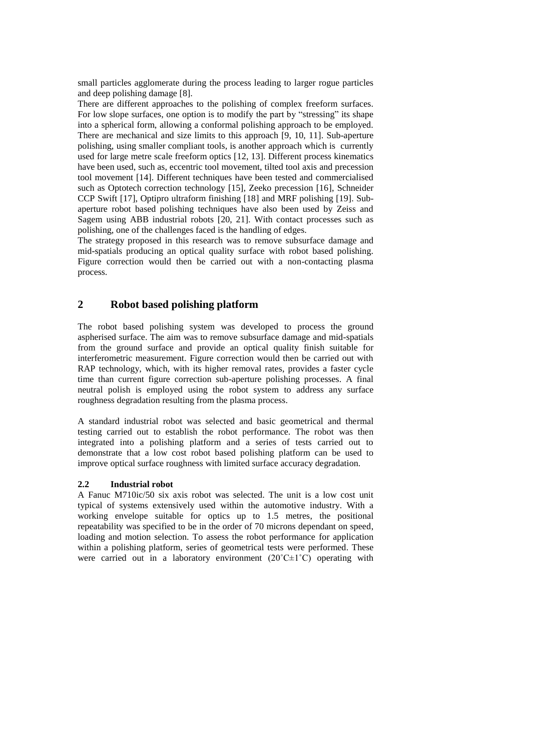small particles agglomerate during the process leading to larger rogue particles and deep polishing damage [8].

There are different approaches to the polishing of complex freeform surfaces. For low slope surfaces, one option is to modify the part by "stressing" its shape into a spherical form, allowing a conformal polishing approach to be employed. There are mechanical and size limits to this approach [9, 10, 11]. Sub-aperture polishing, using smaller compliant tools, is another approach which is currently used for large metre scale freeform optics [12, 13]. Different process kinematics have been used, such as, eccentric tool movement, tilted tool axis and precession tool movement [14]. Different techniques have been tested and commercialised such as Optotech correction technology [15], Zeeko precession [16], Schneider CCP Swift [17], Optipro ultraform finishing [18] and MRF polishing [19]. Sub-aperture robot based polishing techniques have also been used by Zeiss and Sagem using ABB industrial robots [20, 21]. With contact processes such as polishing, one of the challenges faced is the handling of edges.

The strategy proposed in this research was to remove subsurface damage and mid-spatials producing an optical quality surface with robot based polishing. Figure correction would then be carried out with a non-contacting plasma process.

## 2 Robot based polishing platform

The robot based polishing system was developed to process the ground aspherised surface. The aim was to remove subsurface damage and mid-spatials from the ground surface and provide an optical quality finish suitable for interferometric measurement. Figure correction would then be carried out with RAP technology, which, with its higher removal rates, provides a faster cycle time than current figure correction sub-aperture polishing processes. A final neutral polish is employed using the robot system to address any surface roughness degradation resulting from the plasma process.

A standard industrial robot was selected and basic geometrical and thermal testing carried out to establish the robot performance. The robot was then integrated into a polishing platform and a series of tests carried out to demonstrate that a low cost robot based polishing platform can be used to improve optical surface roughness with limited surface accuracy degradation.

### 2.2 Industrial robot

A Fanuc M710ic/50 six axis robot was selected. The unit is a low cost unit typical of systems extensively used within the automotive industry. With a working envelope suitable for optics up to 1.5 metres, the positional repeatability was specified to be in the order of 70 microns dependant on speed, loading and motion selection. To assess the robot performance for application within a polishing platform, series of geometrical tests were performed. These were carried out in a laboratory environment (20˚C±1˚C) operating with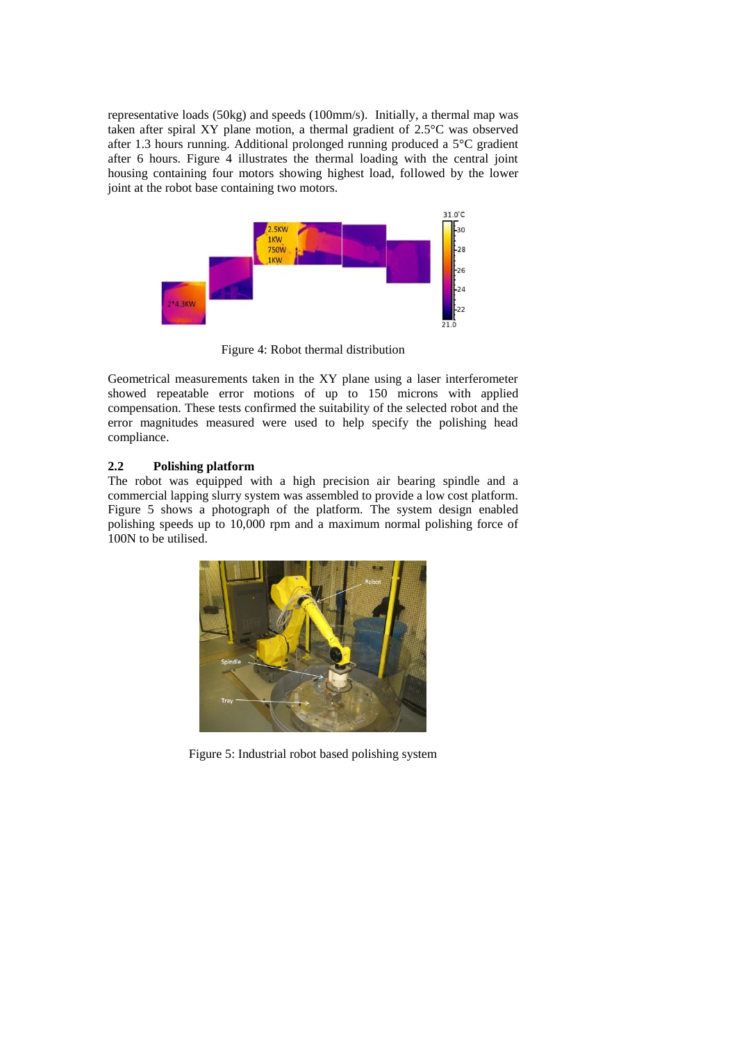representative loads (50kg) and speeds (100mm/s). Initially, a thermal map was taken after spiral XY plane motion, a thermal gradient of 2.5°C was observed after 1.3 hours running. Additional prolonged running produced a 5°C gradient after 6 hours. Figure 4 illustrates the thermal loading with the central joint housing containing four motors showing highest load, followed by the lower joint at the robot base containing two motors.

Figure 4: Robot thermal distribution

Geometrical measurements taken in the XY plane using a laser interferometer showed repeatable error motions of up to 150 microns with applied compensation. These tests confirmed the suitability of the selected robot and the error magnitudes measured were used to help specify the polishing head compliance.

### 2.2 Polishing platform

The robot was equipped with a high precision air bearing spindle and a commercial lapping slurry system was assembled to provide a low cost platform. Figure 5 shows a photograph of the platform. The system design enabled polishing speeds up to 10,000 rpm and a maximum normal polishing force of 100N to be utilised.

Figure 5: Industrial robot based polishing system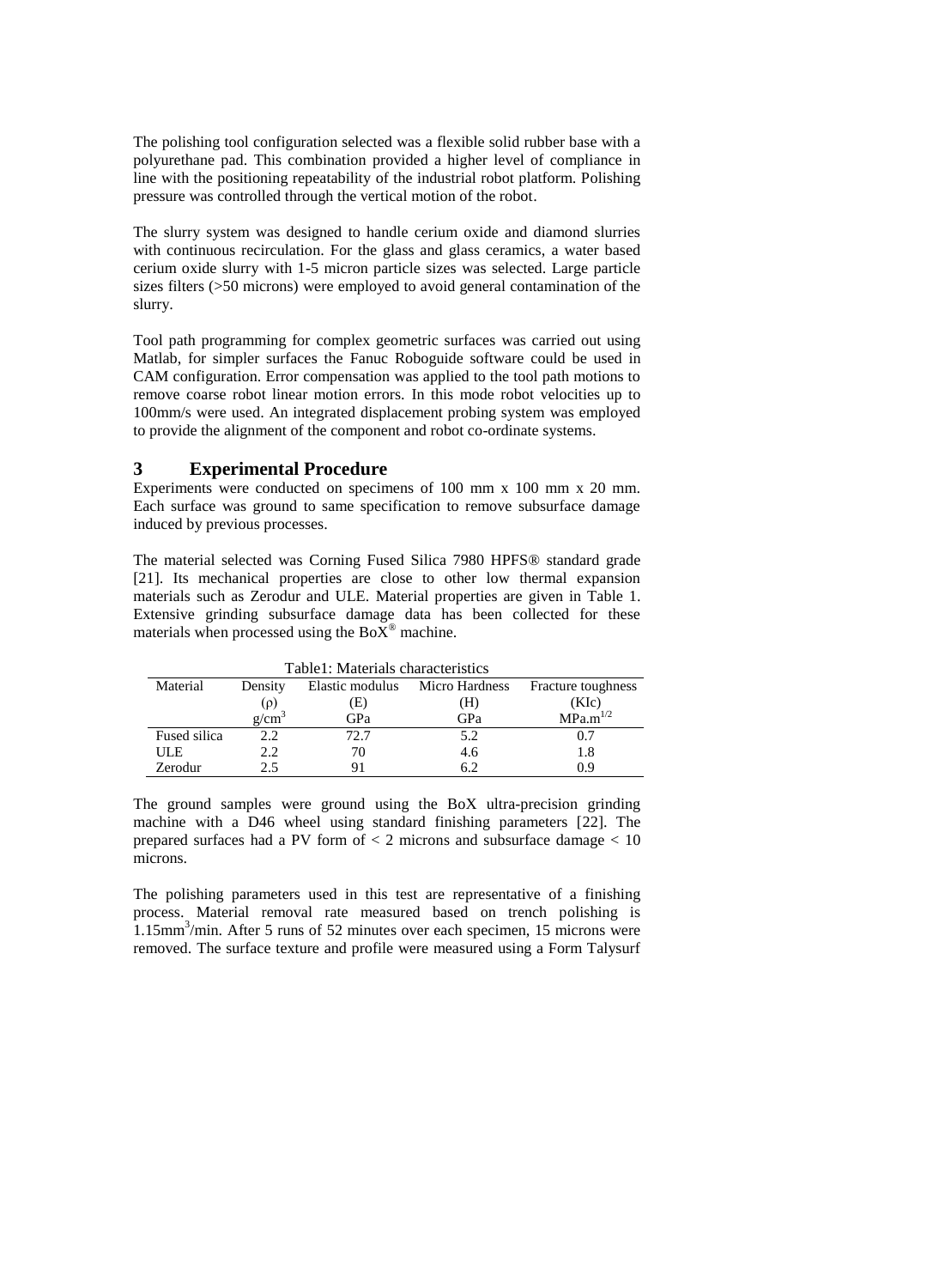The polishing tool configuration selected was a flexible solid rubber base with a polyurethane pad. This combination provided a higher level of compliance in line with the positioning repeatability of the industrial robot platform. Polishing pressure was controlled through the vertical motion of the robot.

The slurry system was designed to handle cerium oxide and diamond slurries with continuous recirculation. For the glass and glass ceramics, a water based cerium oxide slurry with 1-5 micron particle sizes was selected. Large particle sizes filters (>50 microns) were employed to avoid general contamination of the slurry.

Tool path programming for complex geometric surfaces was carried out using Matlab, for simpler surfaces the Fanuc Roboguide software could be used in CAM configuration. Error compensation was applied to the tool path motions to remove coarse robot linear motion errors. In this mode robot velocities up to 100mm/s were used. An integrated displacement probing system was employed to provide the alignment of the component and robot co-ordinate systems.

# 3 Experimental Procedure

Experiments were conducted on specimens of 100 mm x 100 mm x 20 mm. Each surface was ground to same specification to remove subsurface damage induced by previous processes.

The material selected was Corning Fused Silica 7980 HPFS® standard grade [21]. Its mechanical properties are close to other low thermal expansion materials such as Zerodur and ULE. Material properties are given in Table 1. Extensive grinding subsurface damage data has been collected for these materials when processed using the BoX® machine.

Table1: Materials characteristics

| Material | Density ($\rho$) $g/cm^3$ | Elastic modulus (E) GPa | Micro Hardness (H) GPa | Fracture toughness (KIc) $MPa.m^{1/2}$ |
|---|---|---|---|---|
| Fused silica | 2.2 | 72.7 | 5.2 | 0.7 |
| ULE | 2.2 | 70 | 4.6 | 1.8 |
| Zerodur | 2.5 | 91 | 6.2 | 0.9 |

The ground samples were ground using the BoX ultra-precision grinding machine with a D46 wheel using standard finishing parameters [22]. The prepared surfaces had a PV form of < 2 microns and subsurface damage < 10 microns.

The polishing parameters used in this test are representative of a finishing process. Material removal rate measured based on trench polishing is $1.15mm^3/min$. After 5 runs of 52 minutes over each specimen, 15 microns were removed. The surface texture and profile were measured using a Form Talysurf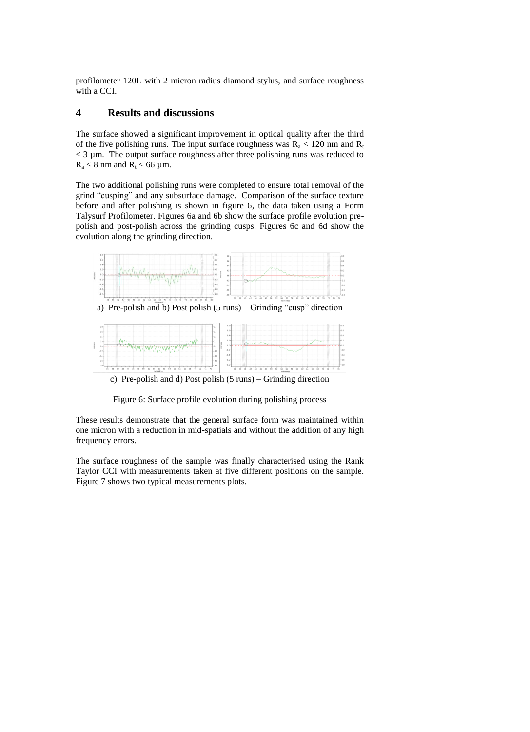profilometer 120L with 2 micron radius diamond stylus, and surface roughness with a CCI.

## 4 Results and discussions

The surface showed a significant improvement in optical quality after the third of the five polishing runs. The input surface roughness was $R_a < 120$ nm and $R_t < 3$ µm. The output surface roughness after three polishing runs was reduced to $R_a < 8$ nm and $R_t < 66$ µm.

The two additional polishing runs were completed to ensure total removal of the grind "cusping" and any subsurface damage. Comparison of the surface texture before and after polishing is shown in figure 6, the data taken using a Form Talysurf Profilometer. Figures 6a and 6b show the surface profile evolution pre-polish and post-polish across the grinding cusps. Figures 6c and 6d show the evolution along the grinding direction.

a) Pre-polish and b) Post polish (5 runs) – Grinding "cusp" direction

c) Pre-polish and d) Post polish (5 runs) – Grinding direction

Figure 6: Surface profile evolution during polishing process

These results demonstrate that the general surface form was maintained within one micron with a reduction in mid-spatials and without the addition of any high frequency errors.

The surface roughness of the sample was finally characterised using the Rank Taylor CCI with measurements taken at five different positions on the sample. Figure 7 shows two typical measurements plots.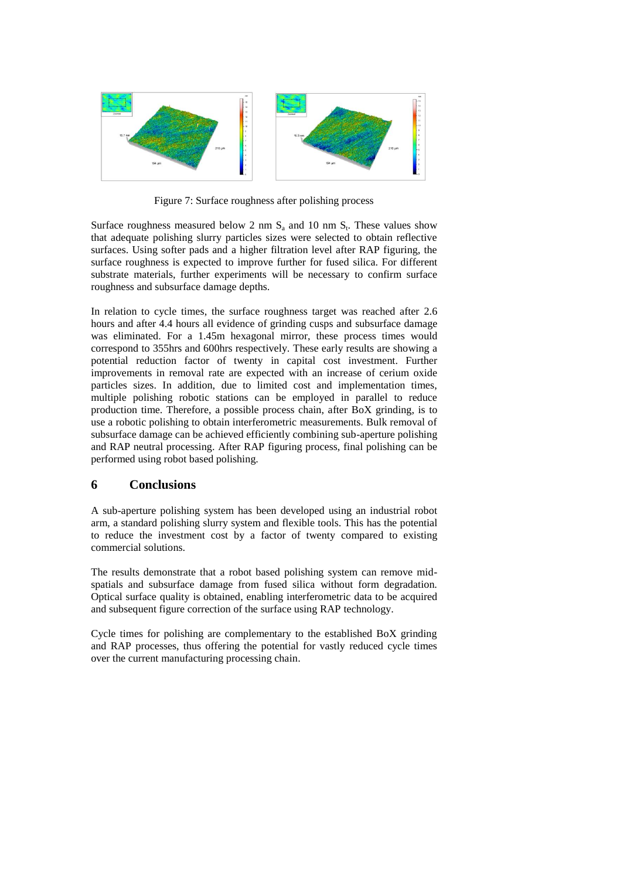Figure 7: Surface roughness after polishing process

Surface roughness measured below 2 nm $S_a$ and 10 nm $S_t$. These values show that adequate polishing slurry particles sizes were selected to obtain reflective surfaces. Using softer pads and a higher filtration level after RAP figuring, the surface roughness is expected to improve further for fused silica. For different substrate materials, further experiments will be necessary to confirm surface roughness and subsurface damage depths.

In relation to cycle times, the surface roughness target was reached after 2.6 hours and after 4.4 hours all evidence of grinding cusps and subsurface damage was eliminated. For a 1.45m hexagonal mirror, these process times would correspond to 355hrs and 600hrs respectively. These early results are showing a potential reduction factor of twenty in capital cost investment. Further improvements in removal rate are expected with an increase of cerium oxide particles sizes. In addition, due to limited cost and implementation times, multiple polishing robotic stations can be employed in parallel to reduce production time. Therefore, a possible process chain, after BoX grinding, is to use a robotic polishing to obtain interferometric measurements. Bulk removal of subsurface damage can be achieved efficiently combining sub-aperture polishing and RAP neutral processing. After RAP figuring process, final polishing can be performed using robot based polishing.

## 6 Conclusions

A sub-aperture polishing system has been developed using an industrial robot arm, a standard polishing slurry system and flexible tools. This has the potential to reduce the investment cost by a factor of twenty compared to existing commercial solutions.

The results demonstrate that a robot based polishing system can remove mid-spatials and subsurface damage from fused silica without form degradation. Optical surface quality is obtained, enabling interferometric data to be acquired and subsequent figure correction of the surface using RAP technology.

Cycle times for polishing are complementary to the established BoX grinding and RAP processes, thus offering the potential for vastly reduced cycle times over the current manufacturing processing chain.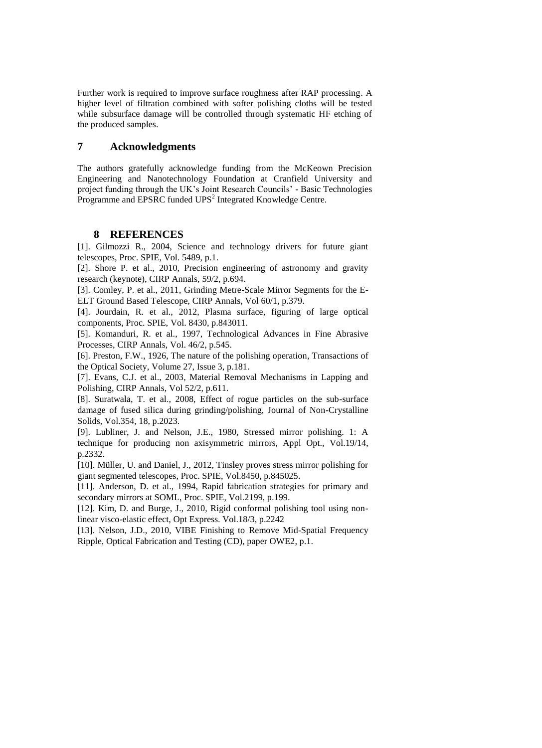Further work is required to improve surface roughness after RAP processing. A higher level of filtration combined with softer polishing cloths will be tested while subsurface damage will be controlled through systematic HF etching of the produced samples.

## 7 Acknowledgments

The authors gratefully acknowledge funding from the McKeown Precision Engineering and Nanotechnology Foundation at Cranfield University and project funding through the UK's Joint Research Councils' - Basic Technologies Programme and EPSRC funded UPS$^2$ Integrated Knowledge Centre.

## 8 REFERENCES

[1]. Gilmozzi R., 2004, Science and technology drivers for future giant telescopes, Proc. SPIE, Vol. 5489, p.1.

[2]. Shore P. et al., 2010, Precision engineering of astronomy and gravity research (keynote), CIRP Annals, 59/2, p.694.

[3]. Comley, P. et al., 2011, Grinding Metre-Scale Mirror Segments for the E-ELT Ground Based Telescope, CIRP Annals, Vol 60/1, p.379.

[4]. Jourdain, R. et al., 2012, Plasma surface, figuring of large optical components, Proc. SPIE, Vol. 8430, p.843011.

[5]. Komanduri, R. et al., 1997, Technological Advances in Fine Abrasive Processes, CIRP Annals, Vol. 46/2, p.545.

[6]. Preston, F.W., 1926, The nature of the polishing operation, Transactions of the Optical Society, Volume 27, Issue 3, p.181.

[7]. Evans, C.J. et al., 2003, Material Removal Mechanisms in Lapping and Polishing, CIRP Annals, Vol 52/2, p.611.

[8]. Suratwala, T. et al., 2008, Effect of rogue particles on the sub-surface damage of fused silica during grinding/polishing, Journal of Non-Crystalline Solids, Vol.354, 18, p.2023.

[9]. Lubliner, J. and Nelson, J.E., 1980, Stressed mirror polishing. 1: A technique for producing non axisymmetric mirrors, Appl Opt., Vol.19/14, p.2332.

[10]. Müller, U. and Daniel, J., 2012, Tinsley proves stress mirror polishing for giant segmented telescopes, Proc. SPIE, Vol.8450, p.845025.

[11]. Anderson, D. et al., 1994, Rapid fabrication strategies for primary and secondary mirrors at SOML, Proc. SPIE, Vol.2199, p.199.

[12]. Kim, D. and Burge, J., 2010, Rigid conformal polishing tool using non-linear visco-elastic effect, Opt Express. Vol.18/3, p.2242

[13]. Nelson, J.D., 2010, VIBE Finishing to Remove Mid-Spatial Frequency Ripple, Optical Fabrication and Testing (CD), paper OWE2, p.1.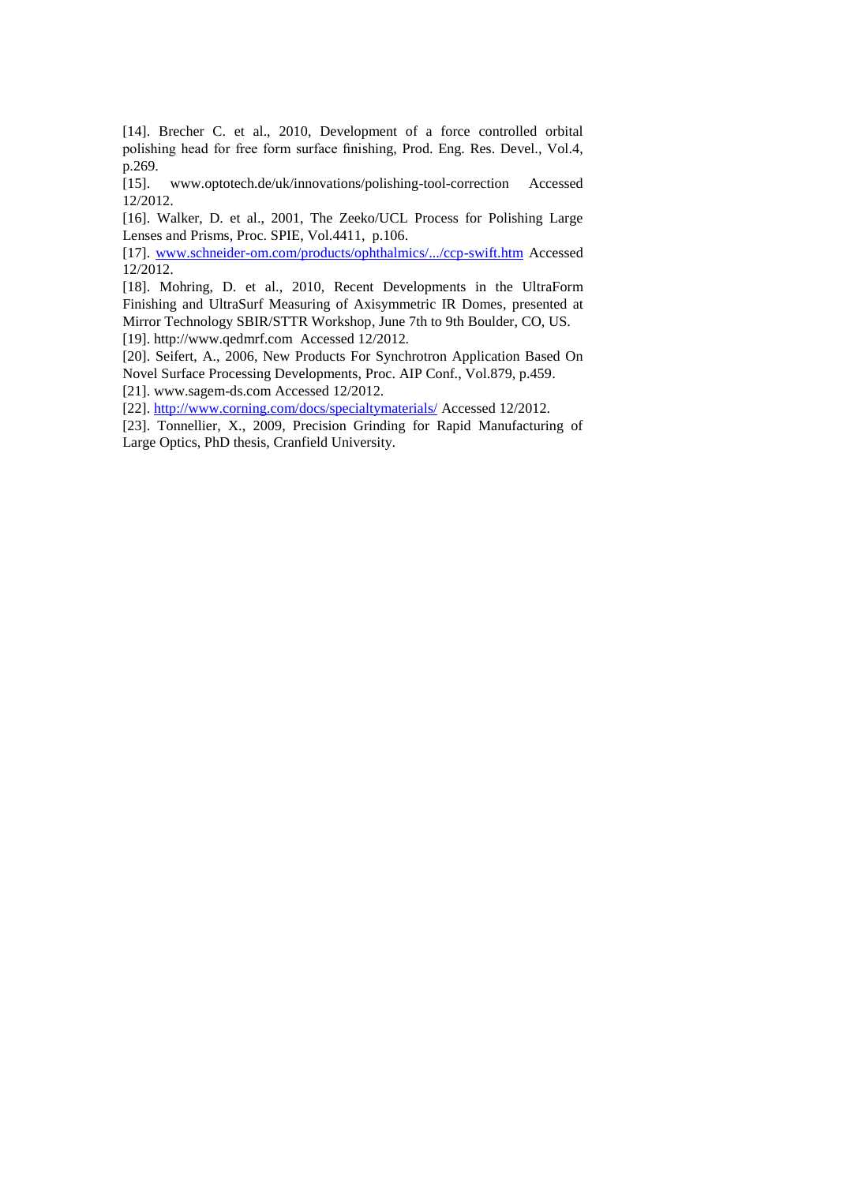[14]. Brecher C. et al., 2010, Development of a force controlled orbital polishing head for free form surface finishing, Prod. Eng. Res. Devel., Vol.4, p.269.

[15]. www.optotech.de/uk/innovations/polishing-tool-correction Accessed 12/2012.

[16]. Walker, D. et al., 2001, The Zeeko/UCL Process for Polishing Large Lenses and Prisms, Proc. SPIE, Vol.4411, p.106.

[17]. www.schneider-om.com/products/ophthalmics/.../ccp-swift.htm Accessed 12/2012.

[18]. Mohring, D. et al., 2010, Recent Developments in the UltraForm Finishing and UltraSurf Measuring of Axisymmetric IR Domes, presented at Mirror Technology SBIR/STTR Workshop, June 7th to 9th Boulder, CO, US.

[19]. http://www.qedmrf.com Accessed 12/2012.

[20]. Seifert, A., 2006, New Products For Synchrotron Application Based On Novel Surface Processing Developments, Proc. AIP Conf., Vol.879, p.459.

[21]. www.sagem-ds.com Accessed 12/2012.

[22]. http://www.corning.com/docs/specialtymaterials/ Accessed 12/2012.

[23]. Tonnellier, X., 2009, Precision Grinding for Rapid Manufacturing of Large Optics, PhD thesis, Cranfield University.